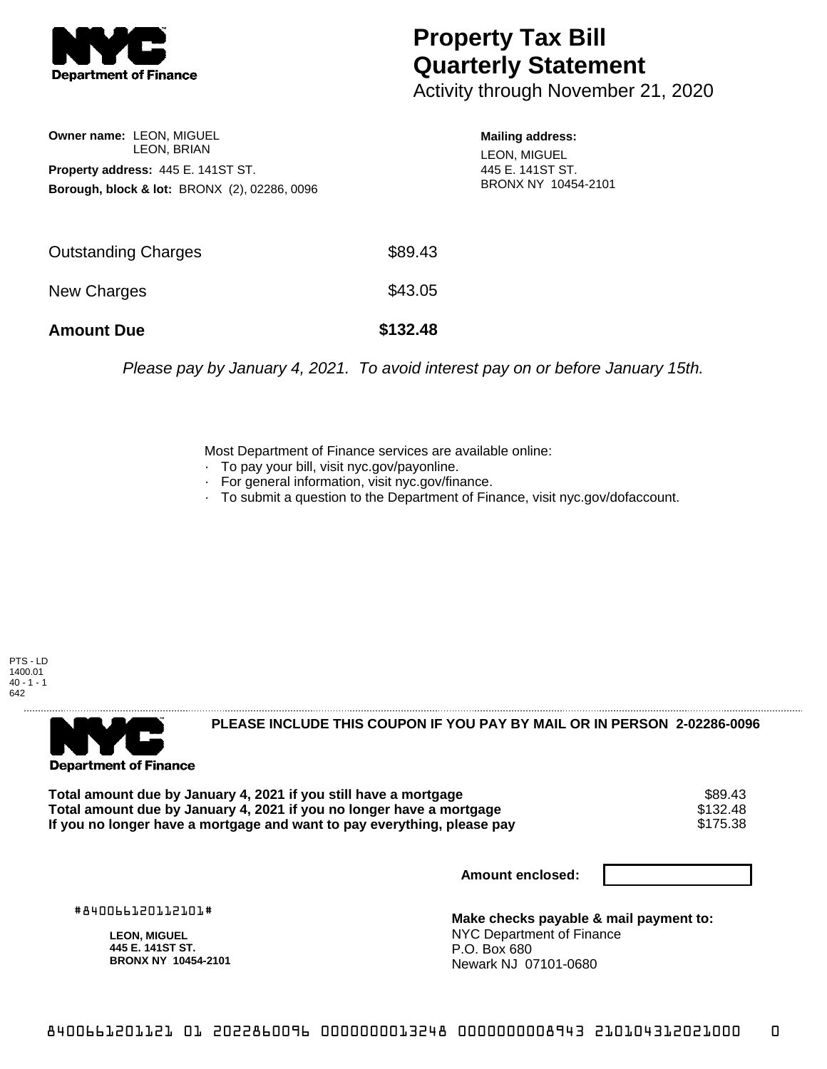# Property Tax Bill Quarterly Statement

Activity through November 21, 2020

**Owner name:** LEON, MIGUEL
LEON, BRIAN

**Property address:** 445 E. 141ST ST.

**Borough, block & lot:** BRONX (2), 02286, 0096

**Mailing address:**
LEON, MIGUEL
445 E. 141ST ST.
BRONX NY 10454-2101

| | |
|---|---|
| Outstanding Charges | $89.43 |
| New Charges | $43.05 |
| **Amount Due** | **$132.48** |

*Please pay by January 4, 2021. To avoid interest pay on or before January 15th.*

Most Department of Finance services are available online:

- To pay your bill, visit nyc.gov/payonline.
- For general information, visit nyc.gov/finance.
- To submit a question to the Department of Finance, visit nyc.gov/dofaccount.

PTS - LD
1400.01
40 - 1 - 1
642

**PLEASE INCLUDE THIS COUPON IF YOU PAY BY MAIL OR IN PERSON 2-02286-0096**

| | |
|---|---|
| **Total amount due by January 4, 2021 if you still have a mortgage** | $89.43 |
| **Total amount due by January 4, 2021 if you no longer have a mortgage** | $132.48 |
| **If you no longer have a mortgage and want to pay everything, please pay** | $175.38 |

**Amount enclosed:**

#840066120112101#

**LEON, MIGUEL**
**445 E. 141ST ST.**
**BRONX NY 10454-2101**

**Make checks payable & mail payment to:**
NYC Department of Finance
P.O. Box 680
Newark NJ 07101-0680

8400661201121 01 2022860096 0000000013248 0000000008943 210104312021000 0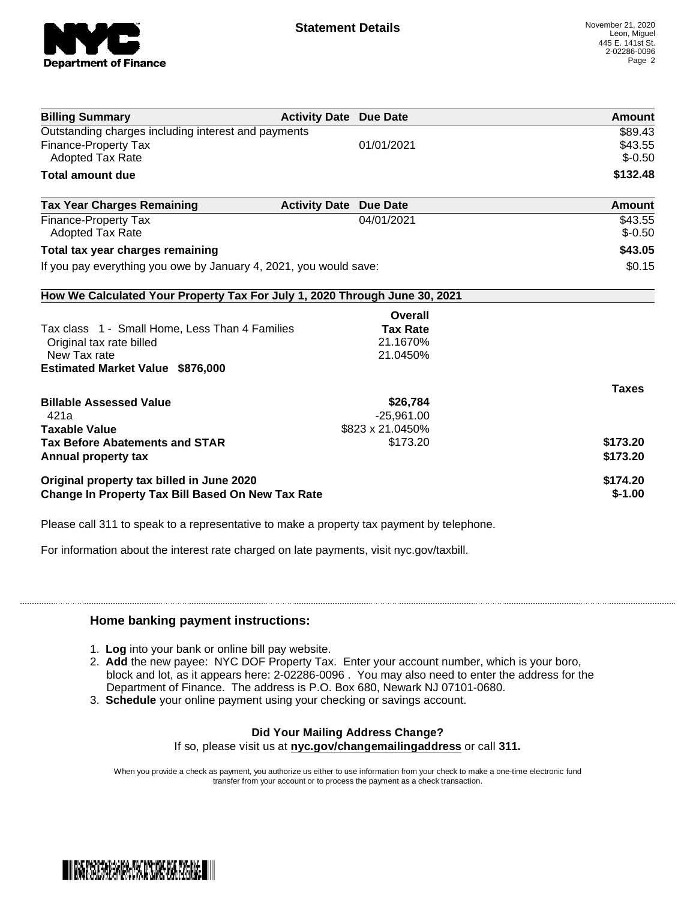# Statement Details

November 21, 2020
Leon, Miguel
445 E. 141st St.
2-02286-0096

| Billing Summary | Activity Date | Due Date | Amount |
|---|---|---|---|
| Outstanding charges including interest and payments | | | $89.43 |
| Finance-Property Tax | | 01/01/2021 | $43.55 |
| Adopted Tax Rate | | | $-0.50 |
| **Total amount due** | | | **$132.48** |

| Tax Year Charges Remaining | Activity Date | Due Date | Amount |
|---|---|---|---|
| Finance-Property Tax | | 04/01/2021 | $43.55 |
| Adopted Tax Rate | | | $-0.50 |
| **Total tax year charges remaining** | | | **$43.05** |
| If you pay everything you owe by January 4, 2021, you would save: | | | $0.15 |

## How We Calculated Your Property Tax For July 1, 2020 Through June 30, 2021

| | Overall Tax Rate | |
|---|---|---|
| Tax class 1 - Small Home, Less Than 4 Families | | |
| Original tax rate billed | 21.1670% | |
| New Tax rate | 21.0450% | |
| **Estimated Market Value $876,000** | | |
| | | **Taxes** |
| **Billable Assessed Value** | **$26,784** | |
| 421a | -25,961.00 | |
| **Taxable Value** | $823 x 21.0450% | |
| **Tax Before Abatements and STAR** | $173.20 | **$173.20** |
| **Annual property tax** | | **$173.20** |
| **Original property tax billed in June 2020** | | **$174.20** |
| **Change In Property Tax Bill Based On New Tax Rate** | | **$-1.00** |

Please call 311 to speak to a representative to make a property tax payment by telephone.

For information about the interest rate charged on late payments, visit nyc.gov/taxbill.

### Home banking payment instructions:

1. **Log** into your bank or online bill pay website.
2. **Add** the new payee: NYC DOF Property Tax. Enter your account number, which is your boro, block and lot, as it appears here: 2-02286-0096 . You may also need to enter the address for the Department of Finance. The address is P.O. Box 680, Newark NJ 07101-0680.
3. **Schedule** your online payment using your checking or savings account.

**Did Your Mailing Address Change?**

If so, please visit us at **nyc.gov/changemailingaddress** or call **311.**

When you provide a check as payment, you authorize us either to use information from your check to make a one-time electronic fund transfer from your account or to process the payment as a check transaction.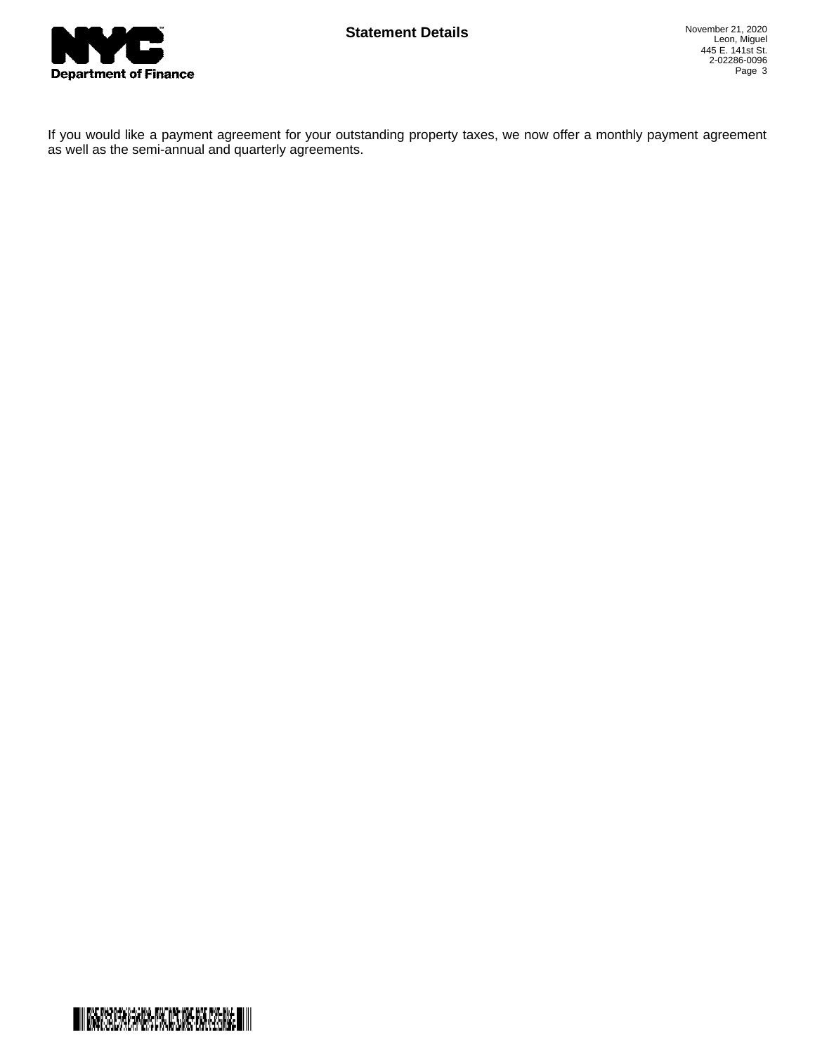If you would like a payment agreement for your outstanding property taxes, we now offer a monthly payment agreement as well as the semi-annual and quarterly agreements.